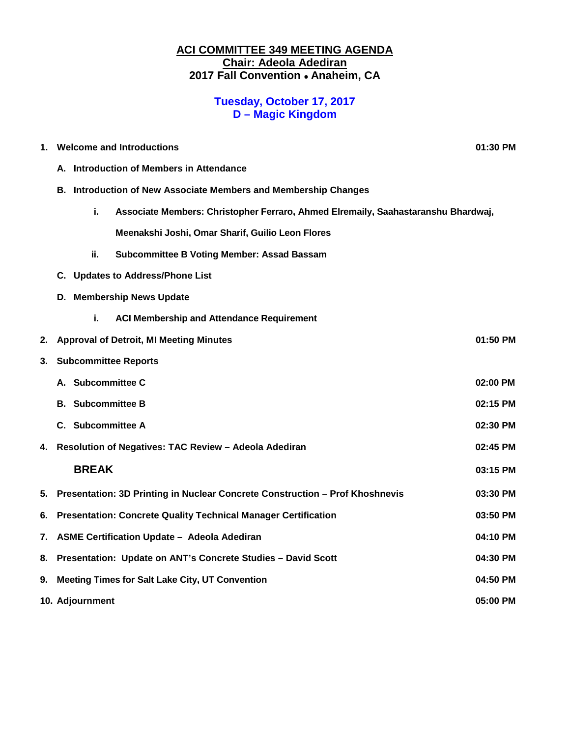# ACI COMMITTEE 349 MEETING AGENDA

**Chair: Adeola Adediran**

**2017 Fall Convention • Anaheim, CA**

**Tuesday, October 17, 2017**

**D – Magic Kingdom**

| | | |
|---|---|---|
| **1.** | **Welcome and Introductions** | **01:30 PM** |
| | **A. Introduction of Members in Attendance** | |
| | **B. Introduction of New Associate Members and Membership Changes** | |
| | **i. Associate Members: Christopher Ferraro, Ahmed Elremaily, Saahastaranshu Bhardwaj, Meenakshi Joshi, Omar Sharif, Guilio Leon Flores** | |
| | **ii. Subcommittee B Voting Member: Assad Bassam** | |
| | **C. Updates to Address/Phone List** | |
| | **D. Membership News Update** | |
| | **i. ACI Membership and Attendance Requirement** | |
| **2.** | **Approval of Detroit, MI Meeting Minutes** | **01:50 PM** |
| **3.** | **Subcommittee Reports** | |
| | **A. Subcommittee C** | **02:00 PM** |
| | **B. Subcommittee B** | **02:15 PM** |
| | **C. Subcommittee A** | **02:30 PM** |
| **4.** | **Resolution of Negatives: TAC Review – Adeola Adediran** | **02:45 PM** |
| | **BREAK** | **03:15 PM** |
| **5.** | **Presentation: 3D Printing in Nuclear Concrete Construction – Prof Khoshnevis** | **03:30 PM** |
| **6.** | **Presentation: Concrete Quality Technical Manager Certification** | **03:50 PM** |
| **7.** | **ASME Certification Update – Adeola Adediran** | **04:10 PM** |
| **8.** | **Presentation: Update on ANT's Concrete Studies – David Scott** | **04:30 PM** |
| **9.** | **Meeting Times for Salt Lake City, UT Convention** | **04:50 PM** |
| **10.** | **Adjournment** | **05:00 PM** |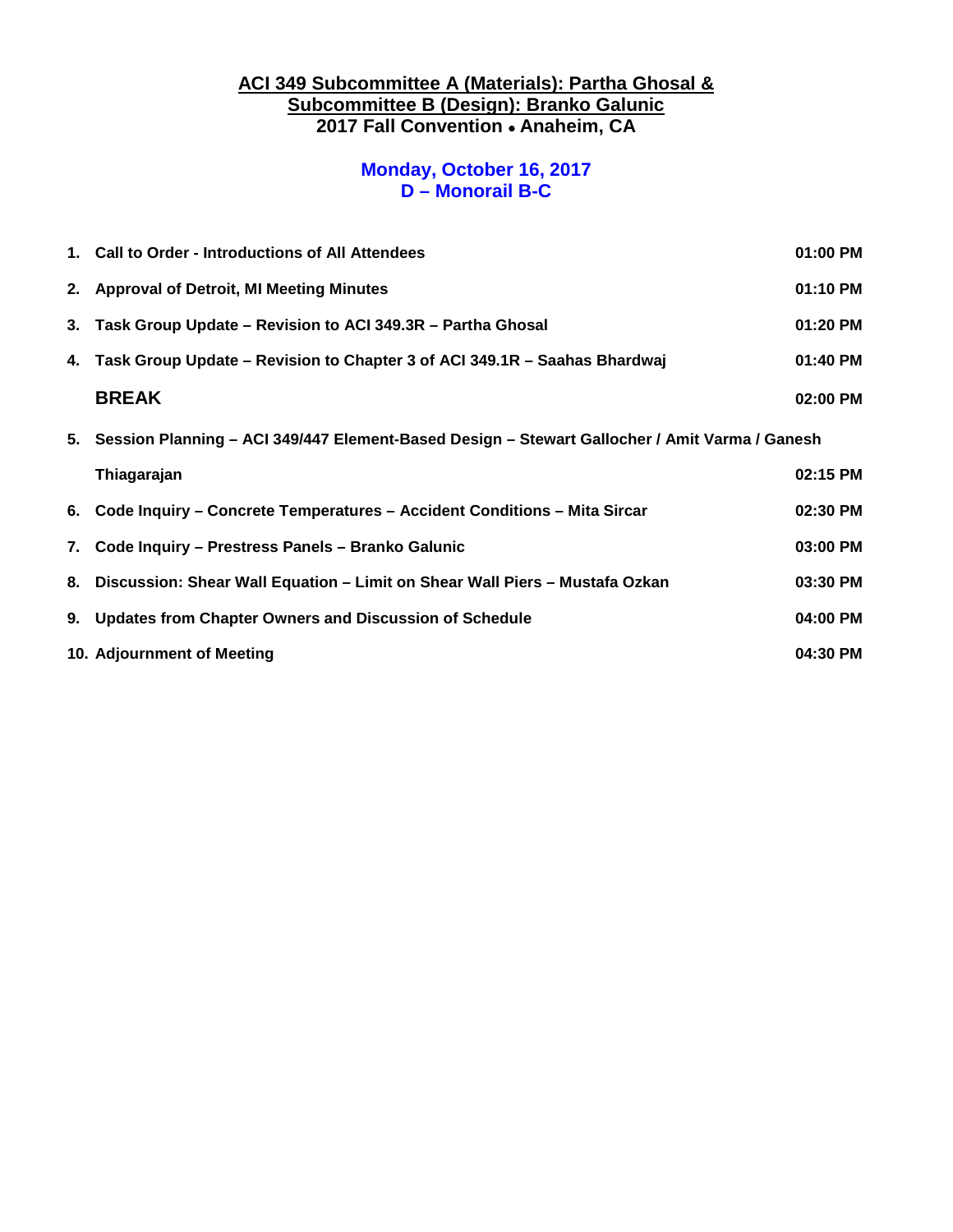**ACI 349 Subcommittee A (Materials): Partha Ghosal &**
**Subcommittee B (Design): Branko Galunic**
**2017 Fall Convention • Anaheim, CA**

**Monday, October 16, 2017**
**D – Monorail B-C**

| | | |
|---|---|---|
| 1. | Call to Order - Introductions of All Attendees | 01:00 PM |
| 2. | Approval of Detroit, MI Meeting Minutes | 01:10 PM |
| 3. | Task Group Update – Revision to ACI 349.3R – Partha Ghosal | 01:20 PM |
| 4. | Task Group Update – Revision to Chapter 3 of ACI 349.1R – Saahas Bhardwaj | 01:40 PM |
| | **BREAK** | 02:00 PM |
| 5. | Session Planning – ACI 349/447 Element-Based Design – Stewart Gallocher / Amit Varma / Ganesh Thiagarajan | 02:15 PM |
| 6. | Code Inquiry – Concrete Temperatures – Accident Conditions – Mita Sircar | 02:30 PM |
| 7. | Code Inquiry – Prestress Panels – Branko Galunic | 03:00 PM |
| 8. | Discussion: Shear Wall Equation – Limit on Shear Wall Piers – Mustafa Ozkan | 03:30 PM |
| 9. | Updates from Chapter Owners and Discussion of Schedule | 04:00 PM |
| 10. | Adjournment of Meeting | 04:30 PM |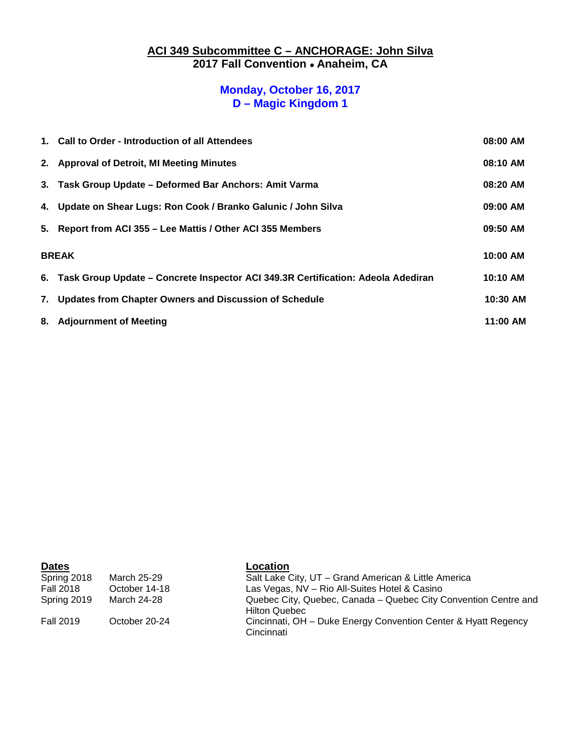## ACI 349 Subcommittee C – ANCHORAGE: John Silva

**2017 Fall Convention • Anaheim, CA**

**Monday, October 16, 2017**
**D – Magic Kingdom 1**

| | | |
|---|---|---|
| **1.** | **Call to Order - Introduction of all Attendees** | **08:00 AM** |
| **2.** | **Approval of Detroit, MI Meeting Minutes** | **08:10 AM** |
| **3.** | **Task Group Update – Deformed Bar Anchors: Amit Varma** | **08:20 AM** |
| **4.** | **Update on Shear Lugs: Ron Cook / Branko Galunic / John Silva** | **09:00 AM** |
| **5.** | **Report from ACI 355 – Lee Mattis / Other ACI 355 Members** | **09:50 AM** |
| **BREAK** | | **10:00 AM** |
| **6.** | **Task Group Update – Concrete Inspector ACI 349.3R Certification: Adeola Adediran** | **10:10 AM** |
| **7.** | **Updates from Chapter Owners and Discussion of Schedule** | **10:30 AM** |
| **8.** | **Adjournment of Meeting** | **11:00 AM** |

| **Dates** | | **Location** |
|---|---|---|
| Spring 2018 | March 25-29 | Salt Lake City, UT – Grand American & Little America |
| Fall 2018 | October 14-18 | Las Vegas, NV – Rio All-Suites Hotel & Casino |
| Spring 2019 | March 24-28 | Quebec City, Quebec, Canada – Quebec City Convention Centre and Hilton Quebec |
| Fall 2019 | October 20-24 | Cincinnati, OH – Duke Energy Convention Center & Hyatt Regency Cincinnati |